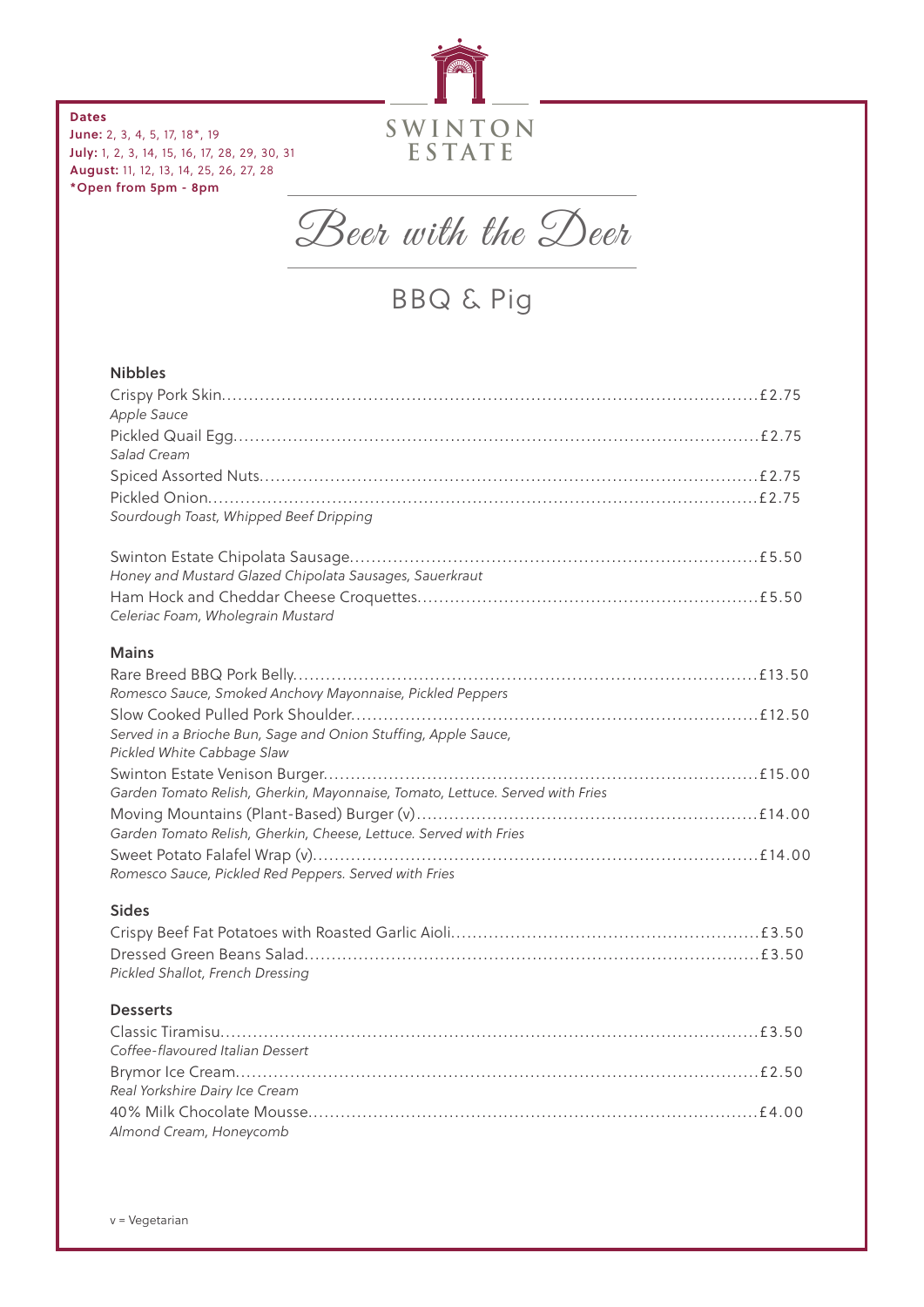**Dates**
**June:** 2, 3, 4, 5, 17, 18*, 19
**July:** 1, 2, 3, 14, 15, 16, 17, 28, 29, 30, 31
**August:** 11, 12, 13, 14, 25, 26, 27, 28
***Open from 5pm - 8pm**

SWINTON ESTATE

# Beer with the Deer

## BBQ & Pig

### Nibbles

Crispy Pork Skin.....£2.75
*Apple Sauce*

Pickled Quail Egg.....£2.75
*Salad Cream*

Spiced Assorted Nuts.....£2.75

Pickled Onion.....£2.75
*Sourdough Toast, Whipped Beef Dripping*

Swinton Estate Chipolata Sausage.....£5.50
*Honey and Mustard Glazed Chipolata Sausages, Sauerkraut*

Ham Hock and Cheddar Cheese Croquettes.....£5.50
*Celeriac Foam, Wholegrain Mustard*

### Mains

Rare Breed BBQ Pork Belly.....£13.50
*Romesco Sauce, Smoked Anchovy Mayonnaise, Pickled Peppers*

Slow Cooked Pulled Pork Shoulder.....£12.50
*Served in a Brioche Bun, Sage and Onion Stuffing, Apple Sauce, Pickled White Cabbage Slaw*

Swinton Estate Venison Burger.....£15.00
*Garden Tomato Relish, Gherkin, Mayonnaise, Tomato, Lettuce. Served with Fries*

Moving Mountains (Plant-Based) Burger (v).....£14.00
*Garden Tomato Relish, Gherkin, Cheese, Lettuce. Served with Fries*

Sweet Potato Falafel Wrap (v).....£14.00
*Romesco Sauce, Pickled Red Peppers. Served with Fries*

### Sides

Crispy Beef Fat Potatoes with Roasted Garlic Aioli.....£3.50

Dressed Green Beans Salad.....£3.50
*Pickled Shallot, French Dressing*

### Desserts

Classic Tiramisu.....£3.50
*Coffee-flavoured Italian Dessert*

Brymor Ice Cream.....£2.50
*Real Yorkshire Dairy Ice Cream*

40% Milk Chocolate Mousse.....£4.00
*Almond Cream, Honeycomb*

v = Vegetarian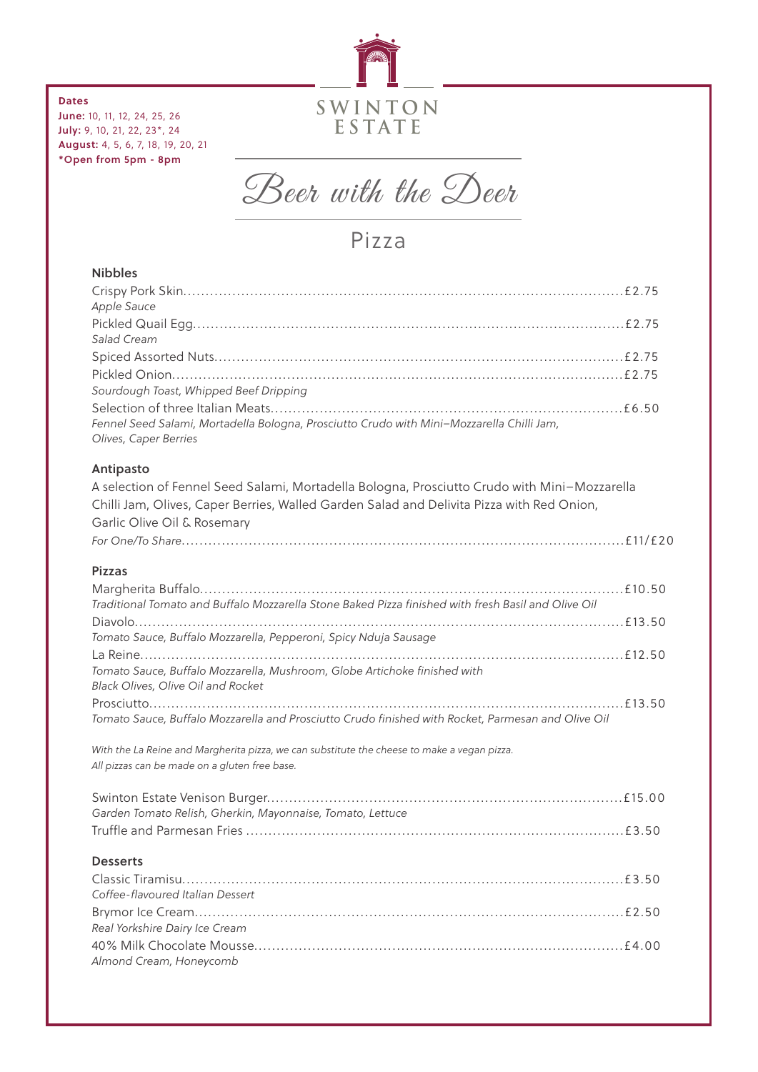**Dates**
**June:** 10, 11, 12, 24, 25, 26
**July:** 9, 10, 21, 22, 23*, 24
**August:** 4, 5, 6, 7, 18, 19, 20, 21
*Open from 5pm - 8pm

SWINTON ESTATE

# Beer with the Deer

## Pizza

### Nibbles

Crispy Pork Skin.......................................£2.75
*Apple Sauce*

Pickled Quail Egg.......................................£2.75
*Salad Cream*

Spiced Assorted Nuts.......................................£2.75

Pickled Onion.......................................£2.75
*Sourdough Toast, Whipped Beef Dripping*

Selection of three Italian Meats.......................................£6.50
*Fennel Seed Salami, Mortadella Bologna, Prosciutto Crudo with Mini–Mozzarella Chilli Jam, Olives, Caper Berries*

### Antipasto

A selection of Fennel Seed Salami, Mortadella Bologna, Prosciutto Crudo with Mini–Mozzarella Chilli Jam, Olives, Caper Berries, Walled Garden Salad and Delivita Pizza with Red Onion, Garlic Olive Oil & Rosemary

*For One/To Share*.......................................£11/£20

### Pizzas

Margherita Buffalo.......................................£10.50
*Traditional Tomato and Buffalo Mozzarella Stone Baked Pizza finished with fresh Basil and Olive Oil*

Diavolo.......................................£13.50
*Tomato Sauce, Buffalo Mozzarella, Pepperoni, Spicy Nduja Sausage*

La Reine.......................................£12.50
*Tomato Sauce, Buffalo Mozzarella, Mushroom, Globe Artichoke finished with Black Olives, Olive Oil and Rocket*

Prosciutto.......................................£13.50
*Tomato Sauce, Buffalo Mozzarella and Prosciutto Crudo finished with Rocket, Parmesan and Olive Oil*

*With the La Reine and Margherita pizza, we can substitute the cheese to make a vegan pizza.*
*All pizzas can be made on a gluten free base.*

Swinton Estate Venison Burger.......................................£15.00
*Garden Tomato Relish, Gherkin, Mayonnaise, Tomato, Lettuce*

Truffle and Parmesan Fries .......................................£3.50

### Desserts

Classic Tiramisu.......................................£3.50
*Coffee-flavoured Italian Dessert*

Brymor Ice Cream.......................................£2.50
*Real Yorkshire Dairy Ice Cream*

40% Milk Chocolate Mousse.......................................£4.00
*Almond Cream, Honeycomb*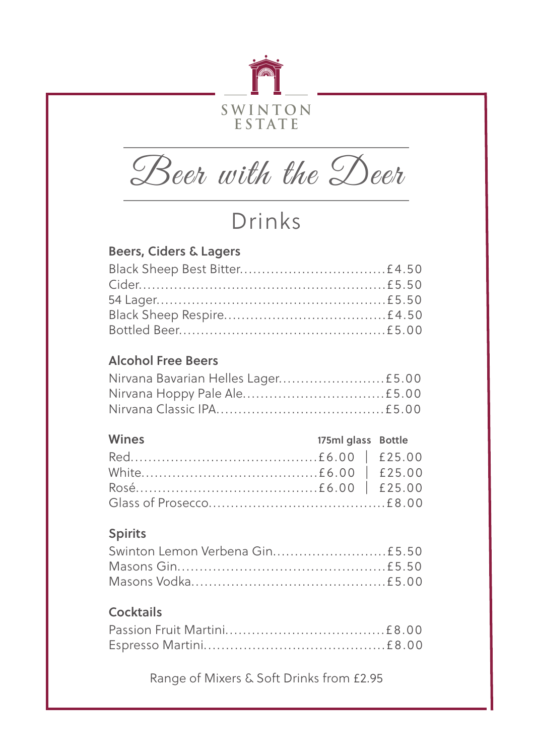SWINTON ESTATE

# Beer with the Deer

## Drinks

### Beers, Ciders & Lagers

| | |
|---|---|
| Black Sheep Best Bitter | £4.50 |
| Cider | £5.50 |
| 54 Lager | £5.50 |
| Black Sheep Respire | £4.50 |
| Bottled Beer | £5.00 |

### Alcohol Free Beers

| | |
|---|---|
| Nirvana Bavarian Helles Lager | £5.00 |
| Nirvana Hoppy Pale Ale | £5.00 |
| Nirvana Classic IPA | £5.00 |

### Wines

| | 175ml glass | Bottle |
|---|---|---|
| Red | £6.00 | £25.00 |
| White | £6.00 | £25.00 |
| Rosé | £6.00 | £25.00 |
| Glass of Prosecco | | £8.00 |

### Spirits

| | |
|---|---|
| Swinton Lemon Verbena Gin | £5.50 |
| Masons Gin | £5.50 |
| Masons Vodka | £5.00 |

### Cocktails

| | |
|---|---|
| Passion Fruit Martini | £8.00 |
| Espresso Martini | £8.00 |

Range of Mixers & Soft Drinks from £2.95